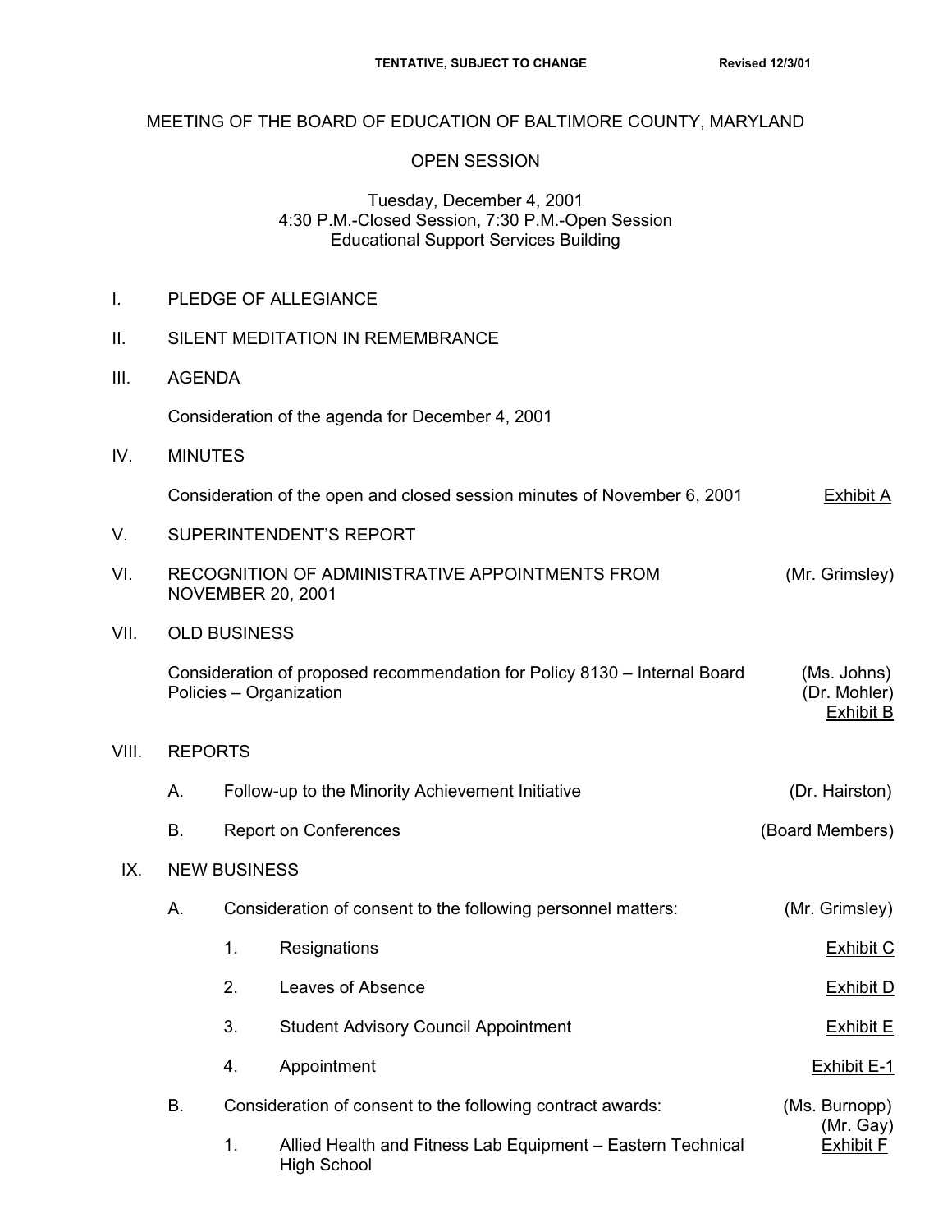**TENTATIVE, SUBJECT TO CHANGE** **Revised 12/3/01**

# MEETING OF THE BOARD OF EDUCATION OF BALTIMORE COUNTY, MARYLAND

## OPEN SESSION

Tuesday, December 4, 2001
4:30 P.M.-Closed Session, 7:30 P.M.-Open Session
Educational Support Services Building

I. PLEDGE OF ALLEGIANCE

II. SILENT MEDITATION IN REMEMBRANCE

III. AGENDA

Consideration of the agenda for December 4, 2001

IV. MINUTES

Consideration of the open and closed session minutes of November 6, 2001 — Exhibit A

V. SUPERINTENDENT'S REPORT

VI. RECOGNITION OF ADMINISTRATIVE APPOINTMENTS FROM NOVEMBER 20, 2001 — (Mr. Grimsley)

VII. OLD BUSINESS

Consideration of proposed recommendation for Policy 8130 – Internal Board Policies – Organization — (Ms. Johns) (Dr. Mohler) Exhibit B

VIII. REPORTS

A. Follow-up to the Minority Achievement Initiative — (Dr. Hairston)

B. Report on Conferences — (Board Members)

IX. NEW BUSINESS

A. Consideration of consent to the following personnel matters: — (Mr. Grimsley)

1. Resignations — Exhibit C
2. Leaves of Absence — Exhibit D
3. Student Advisory Council Appointment — Exhibit E
4. Appointment — Exhibit E-1

B. Consideration of consent to the following contract awards: — (Ms. Burnopp) (Mr. Gay)

1. Allied Health and Fitness Lab Equipment – Eastern Technical High School — Exhibit F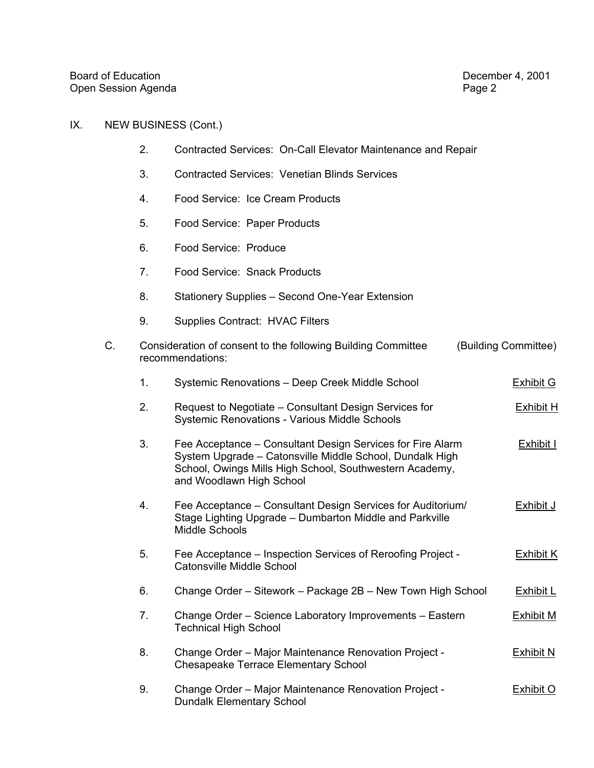IX. NEW BUSINESS (Cont.)

2. Contracted Services: On-Call Elevator Maintenance and Repair

3. Contracted Services: Venetian Blinds Services

4. Food Service: Ice Cream Products

5. Food Service: Paper Products

6. Food Service: Produce

7. Food Service: Snack Products

8. Stationery Supplies – Second One-Year Extension

9. Supplies Contract: HVAC Filters

C. Consideration of consent to the following Building Committee recommendations: (Building Committee)

1. Systemic Renovations – Deep Creek Middle School — Exhibit G

2. Request to Negotiate – Consultant Design Services for Systemic Renovations - Various Middle Schools — Exhibit H

3. Fee Acceptance – Consultant Design Services for Fire Alarm System Upgrade – Catonsville Middle School, Dundalk High School, Owings Mills High School, Southwestern Academy, and Woodlawn High School — Exhibit I

4. Fee Acceptance – Consultant Design Services for Auditorium/ Stage Lighting Upgrade – Dumbarton Middle and Parkville Middle Schools — Exhibit J

5. Fee Acceptance – Inspection Services of Reroofing Project - Catonsville Middle School — Exhibit K

6. Change Order – Sitework – Package 2B – New Town High School — Exhibit L

7. Change Order – Science Laboratory Improvements – Eastern Technical High School — Exhibit M

8. Change Order – Major Maintenance Renovation Project - Chesapeake Terrace Elementary School — Exhibit N

9. Change Order – Major Maintenance Renovation Project - Dundalk Elementary School — Exhibit O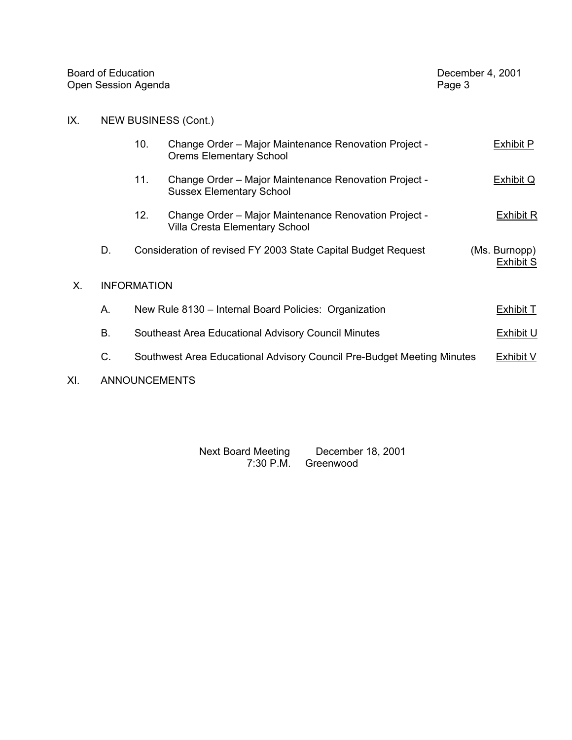IX. NEW BUSINESS (Cont.)

10. Change Order – Major Maintenance Renovation Project - Orems Elementary School — Exhibit P

11. Change Order – Major Maintenance Renovation Project - Sussex Elementary School — Exhibit Q

12. Change Order – Major Maintenance Renovation Project - Villa Cresta Elementary School — Exhibit R

D. Consideration of revised FY 2003 State Capital Budget Request — (Ms. Burnopp) Exhibit S

X. INFORMATION

A. New Rule 8130 – Internal Board Policies: Organization — Exhibit T

B. Southeast Area Educational Advisory Council Minutes — Exhibit U

C. Southwest Area Educational Advisory Council Pre-Budget Meeting Minutes — Exhibit V

XI. ANNOUNCEMENTS

Next Board Meeting December 18, 2001
7:30 P.M. Greenwood